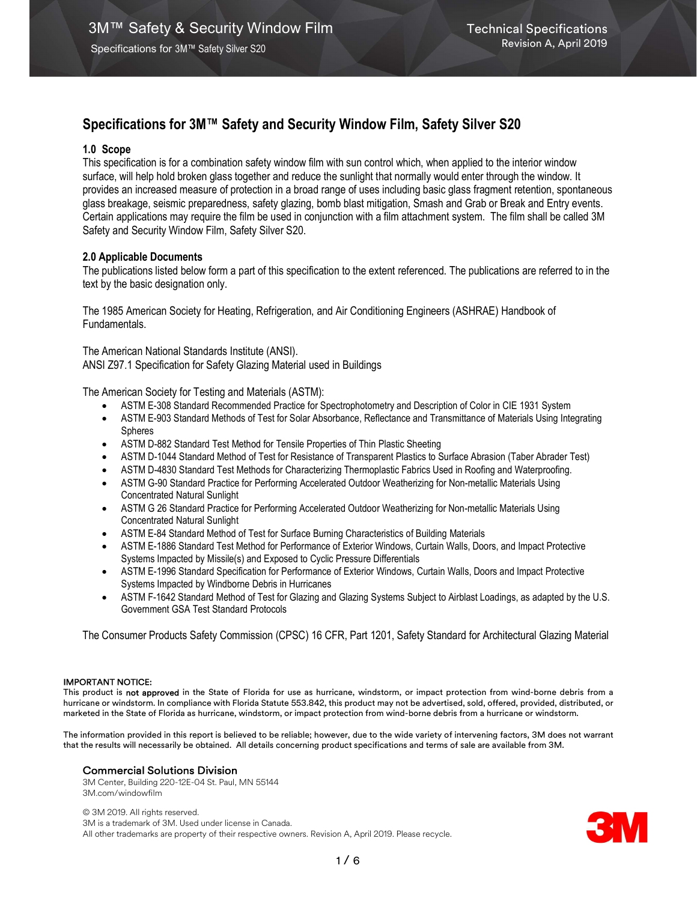# Specifications for 3M™ Safety and Security Window Film, Safety Silver S20

## 1.0 Scope

This specification is for a combination safety window film with sun control which, when applied to the interior window surface, will help hold broken glass together and reduce the sunlight that normally would enter through the window. It provides an increased measure of protection in a broad range of uses including basic glass fragment retention, spontaneous glass breakage, seismic preparedness, safety glazing, bomb blast mitigation, Smash and Grab or Break and Entry events. Certain applications may require the film be used in conjunction with a film attachment system. The film shall be called 3M Safety and Security Window Film, Safety Silver S20.

## 2.0 Applicable Documents

The publications listed below form a part of this specification to the extent referenced. The publications are referred to in the text by the basic designation only.

The 1985 American Society for Heating, Refrigeration, and Air Conditioning Engineers (ASHRAE) Handbook of Fundamentals.

The American National Standards Institute (ANSI).
ANSI Z97.1 Specification for Safety Glazing Material used in Buildings

The American Society for Testing and Materials (ASTM):

- ASTM E-308 Standard Recommended Practice for Spectrophotometry and Description of Color in CIE 1931 System
- ASTM E-903 Standard Methods of Test for Solar Absorbance, Reflectance and Transmittance of Materials Using Integrating Spheres
- ASTM D-882 Standard Test Method for Tensile Properties of Thin Plastic Sheeting
- ASTM D-1044 Standard Method of Test for Resistance of Transparent Plastics to Surface Abrasion (Taber Abrader Test)
- ASTM D-4830 Standard Test Methods for Characterizing Thermoplastic Fabrics Used in Roofing and Waterproofing.
- ASTM G-90 Standard Practice for Performing Accelerated Outdoor Weatherizing for Non-metallic Materials Using Concentrated Natural Sunlight
- ASTM G 26 Standard Practice for Performing Accelerated Outdoor Weatherizing for Non-metallic Materials Using Concentrated Natural Sunlight
- ASTM E-84 Standard Method of Test for Surface Burning Characteristics of Building Materials
- ASTM E-1886 Standard Test Method for Performance of Exterior Windows, Curtain Walls, Doors, and Impact Protective Systems Impacted by Missile(s) and Exposed to Cyclic Pressure Differentials
- ASTM E-1996 Standard Specification for Performance of Exterior Windows, Curtain Walls, Doors and Impact Protective Systems Impacted by Windborne Debris in Hurricanes
- ASTM F-1642 Standard Method of Test for Glazing and Glazing Systems Subject to Airblast Loadings, as adapted by the U.S. Government GSA Test Standard Protocols

The Consumer Products Safety Commission (CPSC) 16 CFR, Part 1201, Safety Standard for Architectural Glazing Material

**IMPORTANT NOTICE:**
This product is **not approved** in the State of Florida for use as hurricane, windstorm, or impact protection from wind-borne debris from a hurricane or windstorm. In compliance with Florida Statute 553.842, this product may not be advertised, sold, offered, provided, distributed, or marketed in the State of Florida as hurricane, windstorm, or impact protection from wind-borne debris from a hurricane or windstorm.

The information provided in this report is believed to be reliable; however, due to the wide variety of intervening factors, 3M does not warrant that the results will necessarily be obtained. All details concerning product specifications and terms of sale are available from 3M.

**Commercial Solutions Division**
3M Center, Building 220-12E-04 St. Paul, MN 55144
3M.com/windowfilm

© 3M 2019. All rights reserved.
3M is a trademark of 3M. Used under license in Canada.
All other trademarks are property of their respective owners. Revision A, April 2019. Please recycle.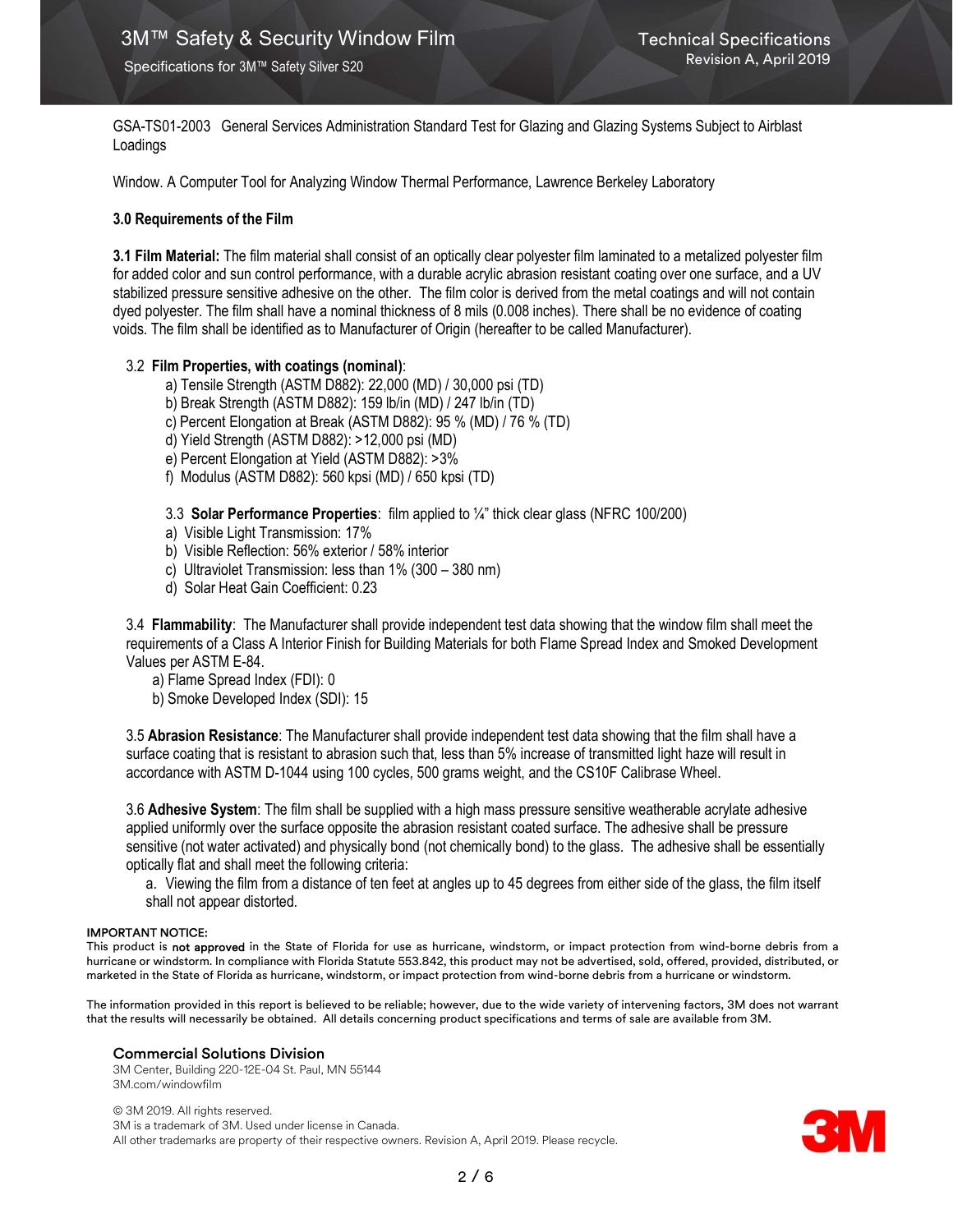GSA-TS01-2003 General Services Administration Standard Test for Glazing and Glazing Systems Subject to Airblast Loadings

Window. A Computer Tool for Analyzing Window Thermal Performance, Lawrence Berkeley Laboratory

### 3.0 Requirements of the Film

**3.1 Film Material:** The film material shall consist of an optically clear polyester film laminated to a metalized polyester film for added color and sun control performance, with a durable acrylic abrasion resistant coating over one surface, and a UV stabilized pressure sensitive adhesive on the other. The film color is derived from the metal coatings and will not contain dyed polyester. The film shall have a nominal thickness of 8 mils (0.008 inches). There shall be no evidence of coating voids. The film shall be identified as to Manufacturer of Origin (hereafter to be called Manufacturer).

3.2 **Film Properties, with coatings (nominal)**:

a) Tensile Strength (ASTM D882): 22,000 (MD) / 30,000 psi (TD)
b) Break Strength (ASTM D882): 159 lb/in (MD) / 247 lb/in (TD)
c) Percent Elongation at Break (ASTM D882): 95 % (MD) / 76 % (TD)
d) Yield Strength (ASTM D882): >12,000 psi (MD)
e) Percent Elongation at Yield (ASTM D882): >3%
f) Modulus (ASTM D882): 560 kpsi (MD) / 650 kpsi (TD)

3.3 **Solar Performance Properties**: film applied to ¼" thick clear glass (NFRC 100/200)

a) Visible Light Transmission: 17%
b) Visible Reflection: 56% exterior / 58% interior
c) Ultraviolet Transmission: less than 1% (300 – 380 nm)
d) Solar Heat Gain Coefficient: 0.23

3.4 **Flammability**: The Manufacturer shall provide independent test data showing that the window film shall meet the requirements of a Class A Interior Finish for Building Materials for both Flame Spread Index and Smoked Development Values per ASTM E-84.

a) Flame Spread Index (FDI): 0
b) Smoke Developed Index (SDI): 15

3.5 **Abrasion Resistance**: The Manufacturer shall provide independent test data showing that the film shall have a surface coating that is resistant to abrasion such that, less than 5% increase of transmitted light haze will result in accordance with ASTM D-1044 using 100 cycles, 500 grams weight, and the CS10F Calibrase Wheel.

3.6 **Adhesive System**: The film shall be supplied with a high mass pressure sensitive weatherable acrylate adhesive applied uniformly over the surface opposite the abrasion resistant coated surface. The adhesive shall be pressure sensitive (not water activated) and physically bond (not chemically bond) to the glass. The adhesive shall be essentially optically flat and shall meet the following criteria:

a. Viewing the film from a distance of ten feet at angles up to 45 degrees from either side of the glass, the film itself shall not appear distorted.

**IMPORTANT NOTICE:**
This product is **not approved** in the State of Florida for use as hurricane, windstorm, or impact protection from wind-borne debris from a hurricane or windstorm. In compliance with Florida Statute 553.842, this product may not be advertised, sold, offered, provided, distributed, or marketed in the State of Florida as hurricane, windstorm, or impact protection from wind-borne debris from a hurricane or windstorm.

The information provided in this report is believed to be reliable; however, due to the wide variety of intervening factors, 3M does not warrant that the results will necessarily be obtained. All details concerning product specifications and terms of sale are available from 3M.

**Commercial Solutions Division**
3M Center, Building 220-12E-04 St. Paul, MN 55144
3M.com/windowfilm

© 3M 2019. All rights reserved.
3M is a trademark of 3M. Used under license in Canada.
All other trademarks are property of their respective owners. Revision A, April 2019. Please recycle.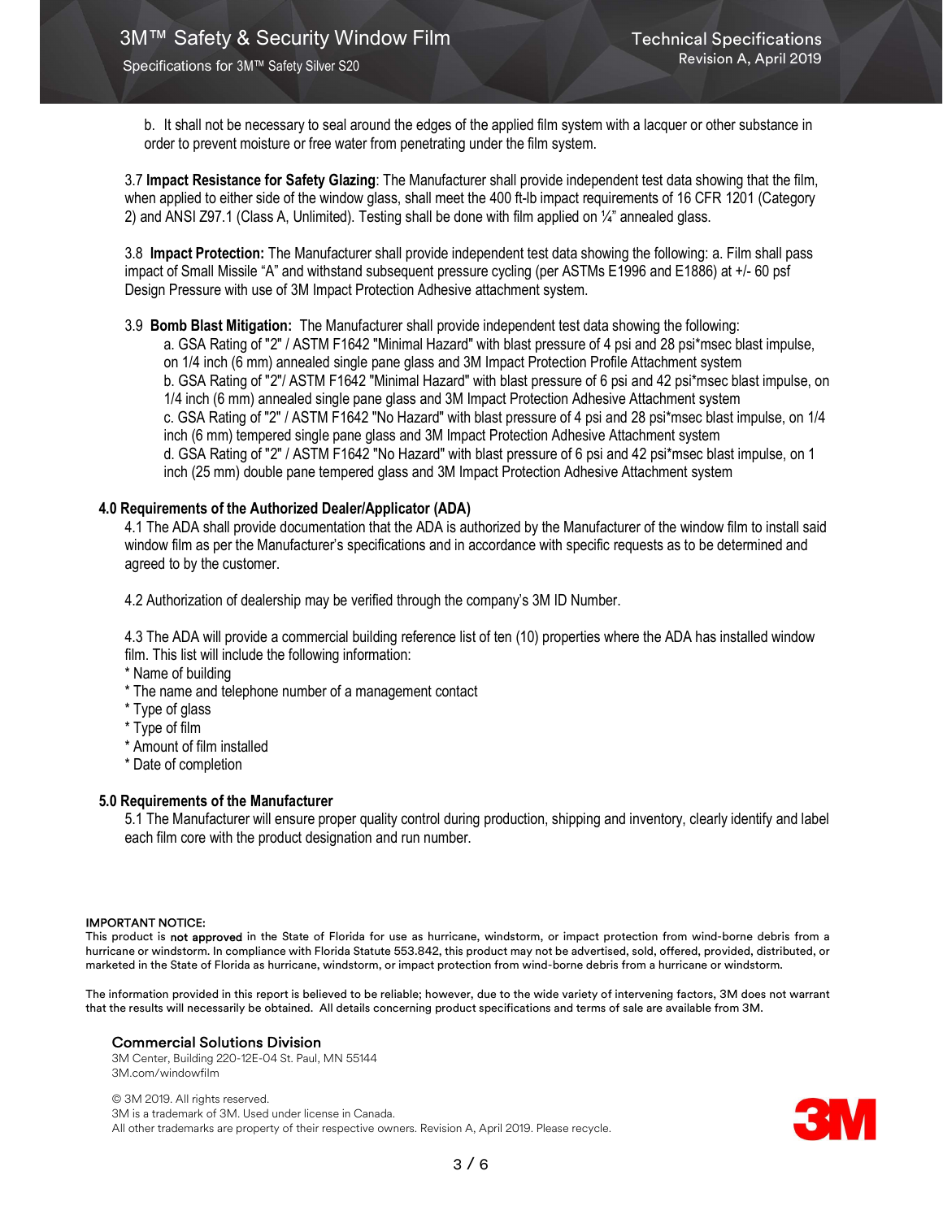b. It shall not be necessary to seal around the edges of the applied film system with a lacquer or other substance in order to prevent moisture or free water from penetrating under the film system.

3.7 **Impact Resistance for Safety Glazing**: The Manufacturer shall provide independent test data showing that the film, when applied to either side of the window glass, shall meet the 400 ft-lb impact requirements of 16 CFR 1201 (Category 2) and ANSI Z97.1 (Class A, Unlimited). Testing shall be done with film applied on ¼" annealed glass.

3.8 **Impact Protection:** The Manufacturer shall provide independent test data showing the following: a. Film shall pass impact of Small Missile "A" and withstand subsequent pressure cycling (per ASTMs E1996 and E1886) at +/- 60 psf Design Pressure with use of 3M Impact Protection Adhesive attachment system.

3.9 **Bomb Blast Mitigation:** The Manufacturer shall provide independent test data showing the following:

a. GSA Rating of "2" / ASTM F1642 "Minimal Hazard" with blast pressure of 4 psi and 28 psi*msec blast impulse, on 1/4 inch (6 mm) annealed single pane glass and 3M Impact Protection Profile Attachment system
b. GSA Rating of "2"/ ASTM F1642 "Minimal Hazard" with blast pressure of 6 psi and 42 psi*msec blast impulse, on 1/4 inch (6 mm) annealed single pane glass and 3M Impact Protection Adhesive Attachment system
c. GSA Rating of "2" / ASTM F1642 "No Hazard" with blast pressure of 4 psi and 28 psi*msec blast impulse, on 1/4 inch (6 mm) tempered single pane glass and 3M Impact Protection Adhesive Attachment system
d. GSA Rating of "2" / ASTM F1642 "No Hazard" with blast pressure of 6 psi and 42 psi*msec blast impulse, on 1 inch (25 mm) double pane tempered glass and 3M Impact Protection Adhesive Attachment system

## 4.0 Requirements of the Authorized Dealer/Applicator (ADA)

4.1 The ADA shall provide documentation that the ADA is authorized by the Manufacturer of the window film to install said window film as per the Manufacturer's specifications and in accordance with specific requests as to be determined and agreed to by the customer.

4.2 Authorization of dealership may be verified through the company's 3M ID Number.

4.3 The ADA will provide a commercial building reference list of ten (10) properties where the ADA has installed window film. This list will include the following information:

* Name of building
* The name and telephone number of a management contact
* Type of glass
* Type of film
* Amount of film installed
* Date of completion

## 5.0 Requirements of the Manufacturer

5.1 The Manufacturer will ensure proper quality control during production, shipping and inventory, clearly identify and label each film core with the product designation and run number.

**IMPORTANT NOTICE:**
This product is **not approved** in the State of Florida for use as hurricane, windstorm, or impact protection from wind-borne debris from a hurricane or windstorm. In compliance with Florida Statute 553.842, this product may not be advertised, sold, offered, provided, distributed, or marketed in the State of Florida as hurricane, windstorm, or impact protection from wind-borne debris from a hurricane or windstorm.

The information provided in this report is believed to be reliable; however, due to the wide variety of intervening factors, 3M does not warrant that the results will necessarily be obtained. All details concerning product specifications and terms of sale are available from 3M.

**Commercial Solutions Division**
3M Center, Building 220-12E-04 St. Paul, MN 55144
3M.com/windowfilm

© 3M 2019. All rights reserved.
3M is a trademark of 3M. Used under license in Canada.
All other trademarks are property of their respective owners. Revision A, April 2019. Please recycle.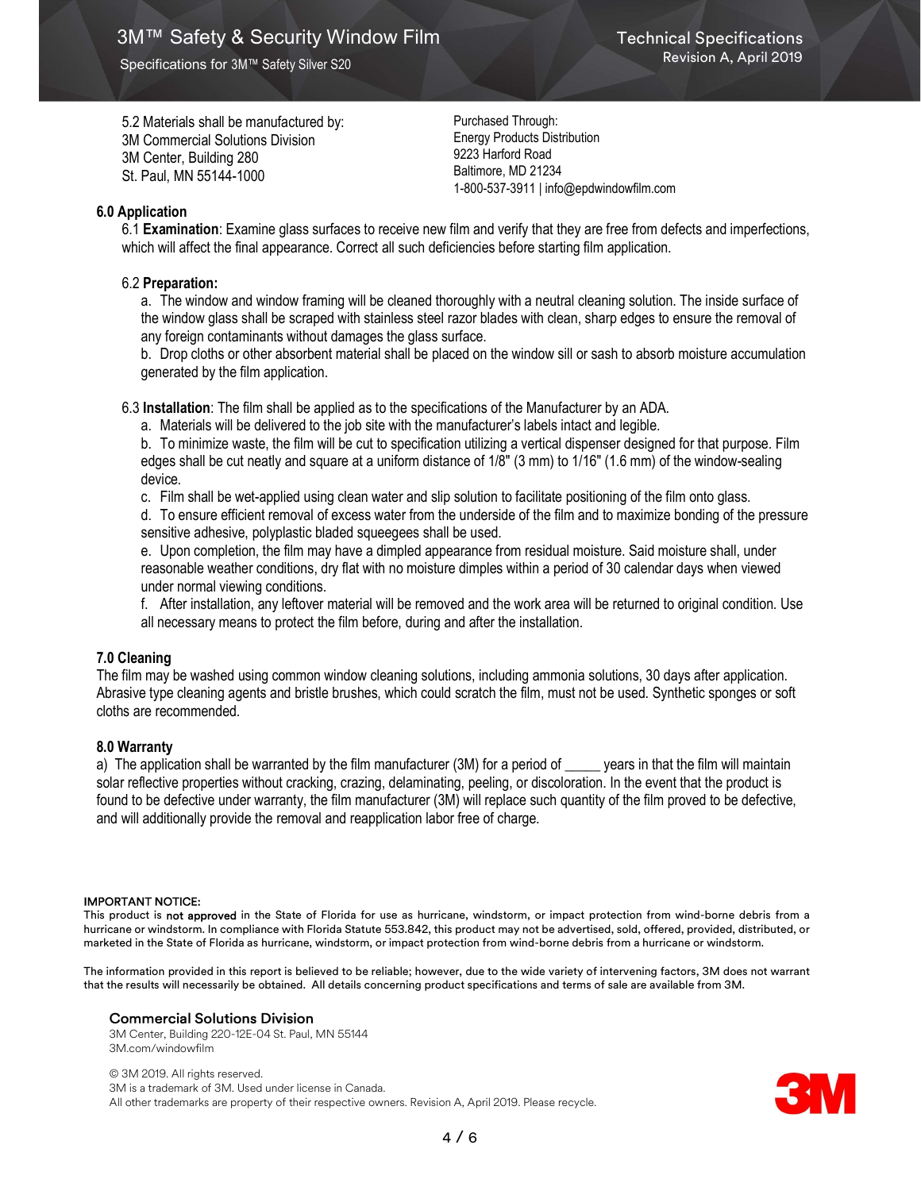5.2 Materials shall be manufactured by:
3M Commercial Solutions Division
3M Center, Building 280
St. Paul, MN 55144-1000

Purchased Through:
Energy Products Distribution
9223 Harford Road
Baltimore, MD 21234
1-800-537-3911 | info@epdwindowfilm.com

### 6.0 Application

6.1 **Examination**: Examine glass surfaces to receive new film and verify that they are free from defects and imperfections, which will affect the final appearance. Correct all such deficiencies before starting film application.

6.2 **Preparation:**

a. The window and window framing will be cleaned thoroughly with a neutral cleaning solution. The inside surface of the window glass shall be scraped with stainless steel razor blades with clean, sharp edges to ensure the removal of any foreign contaminants without damages the glass surface.

b. Drop cloths or other absorbent material shall be placed on the window sill or sash to absorb moisture accumulation generated by the film application.

6.3 **Installation**: The film shall be applied as to the specifications of the Manufacturer by an ADA.

a. Materials will be delivered to the job site with the manufacturer's labels intact and legible.

b. To minimize waste, the film will be cut to specification utilizing a vertical dispenser designed for that purpose. Film edges shall be cut neatly and square at a uniform distance of 1/8" (3 mm) to 1/16" (1.6 mm) of the window-sealing device.

c. Film shall be wet-applied using clean water and slip solution to facilitate positioning of the film onto glass.

d. To ensure efficient removal of excess water from the underside of the film and to maximize bonding of the pressure sensitive adhesive, polyplastic bladed squeegees shall be used.

e. Upon completion, the film may have a dimpled appearance from residual moisture. Said moisture shall, under reasonable weather conditions, dry flat with no moisture dimples within a period of 30 calendar days when viewed under normal viewing conditions.

f. After installation, any leftover material will be removed and the work area will be returned to original condition. Use all necessary means to protect the film before, during and after the installation.

### 7.0 Cleaning

The film may be washed using common window cleaning solutions, including ammonia solutions, 30 days after application. Abrasive type cleaning agents and bristle brushes, which could scratch the film, must not be used. Synthetic sponges or soft cloths are recommended.

### 8.0 Warranty

a) The application shall be warranted by the film manufacturer (3M) for a period of _____ years in that the film will maintain solar reflective properties without cracking, crazing, delaminating, peeling, or discoloration. In the event that the product is found to be defective under warranty, the film manufacturer (3M) will replace such quantity of the film proved to be defective, and will additionally provide the removal and reapplication labor free of charge.

**IMPORTANT NOTICE:**
This product is **not approved** in the State of Florida for use as hurricane, windstorm, or impact protection from wind-borne debris from a hurricane or windstorm. In compliance with Florida Statute 553.842, this product may not be advertised, sold, offered, provided, distributed, or marketed in the State of Florida as hurricane, windstorm, or impact protection from wind-borne debris from a hurricane or windstorm.

The information provided in this report is believed to be reliable; however, due to the wide variety of intervening factors, 3M does not warrant that the results will necessarily be obtained. All details concerning product specifications and terms of sale are available from 3M.

**Commercial Solutions Division**
3M Center, Building 220-12E-04 St. Paul, MN 55144
3M.com/windowfilm

© 3M 2019. All rights reserved.
3M is a trademark of 3M. Used under license in Canada.
All other trademarks are property of their respective owners. Revision A, April 2019. Please recycle.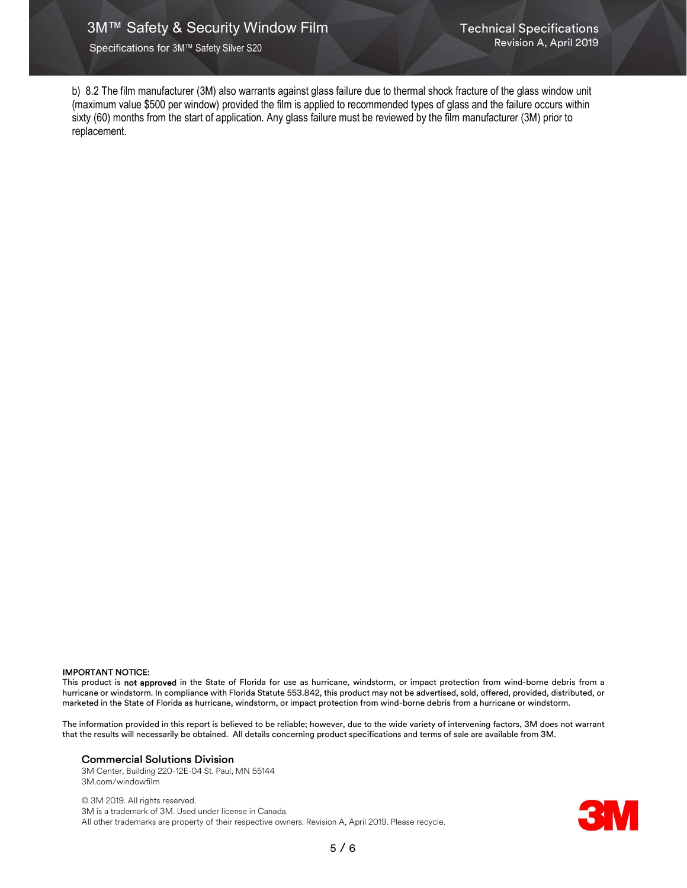b) 8.2 The film manufacturer (3M) also warrants against glass failure due to thermal shock fracture of the glass window unit (maximum value $500 per window) provided the film is applied to recommended types of glass and the failure occurs within sixty (60) months from the start of application. Any glass failure must be reviewed by the film manufacturer (3M) prior to replacement.

**IMPORTANT NOTICE:**
This product is **not approved** in the State of Florida for use as hurricane, windstorm, or impact protection from wind-borne debris from a hurricane or windstorm. In compliance with Florida Statute 553.842, this product may not be advertised, sold, offered, provided, distributed, or marketed in the State of Florida as hurricane, windstorm, or impact protection from wind-borne debris from a hurricane or windstorm.

The information provided in this report is believed to be reliable; however, due to the wide variety of intervening factors, 3M does not warrant that the results will necessarily be obtained. All details concerning product specifications and terms of sale are available from 3M.

**Commercial Solutions Division**
3M Center, Building 220-12E-04 St. Paul, MN 55144
3M.com/windowfilm

© 3M 2019. All rights reserved.
3M is a trademark of 3M. Used under license in Canada.
All other trademarks are property of their respective owners. Revision A, April 2019. Please recycle.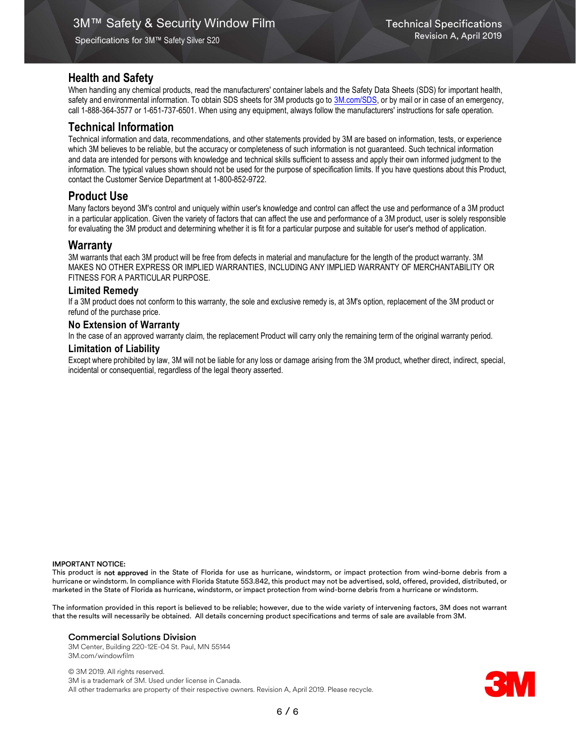## Health and Safety

When handling any chemical products, read the manufacturers' container labels and the Safety Data Sheets (SDS) for important health, safety and environmental information. To obtain SDS sheets for 3M products go to 3M.com/SDS, or by mail or in case of an emergency, call 1-888-364-3577 or 1-651-737-6501. When using any equipment, always follow the manufacturers' instructions for safe operation.

## Technical Information

Technical information and data, recommendations, and other statements provided by 3M are based on information, tests, or experience which 3M believes to be reliable, but the accuracy or completeness of such information is not guaranteed. Such technical information and data are intended for persons with knowledge and technical skills sufficient to assess and apply their own informed judgment to the information. The typical values shown should not be used for the purpose of specification limits. If you have questions about this Product, contact the Customer Service Department at 1-800-852-9722.

## Product Use

Many factors beyond 3M's control and uniquely within user's knowledge and control can affect the use and performance of a 3M product in a particular application. Given the variety of factors that can affect the use and performance of a 3M product, user is solely responsible for evaluating the 3M product and determining whether it is fit for a particular purpose and suitable for user's method of application.

## Warranty

3M warrants that each 3M product will be free from defects in material and manufacture for the length of the product warranty. 3M MAKES NO OTHER EXPRESS OR IMPLIED WARRANTIES, INCLUDING ANY IMPLIED WARRANTY OF MERCHANTABILITY OR FITNESS FOR A PARTICULAR PURPOSE.

### Limited Remedy

If a 3M product does not conform to this warranty, the sole and exclusive remedy is, at 3M's option, replacement of the 3M product or refund of the purchase price.

### No Extension of Warranty

In the case of an approved warranty claim, the replacement Product will carry only the remaining term of the original warranty period.

### Limitation of Liability

Except where prohibited by law, 3M will not be liable for any loss or damage arising from the 3M product, whether direct, indirect, special, incidental or consequential, regardless of the legal theory asserted.

IMPORTANT NOTICE:
This product is **not approved** in the State of Florida for use as hurricane, windstorm, or impact protection from wind-borne debris from a hurricane or windstorm. In compliance with Florida Statute 553.842, this product may not be advertised, sold, offered, provided, distributed, or marketed in the State of Florida as hurricane, windstorm, or impact protection from wind-borne debris from a hurricane or windstorm.

The information provided in this report is believed to be reliable; however, due to the wide variety of intervening factors, 3M does not warrant that the results will necessarily be obtained. All details concerning product specifications and terms of sale are available from 3M.

**Commercial Solutions Division**
3M Center, Building 220-12E-04 St. Paul, MN 55144
3M.com/windowfilm

© 3M 2019. All rights reserved.
3M is a trademark of 3M. Used under license in Canada.
All other trademarks are property of their respective owners. Revision A, April 2019. Please recycle.